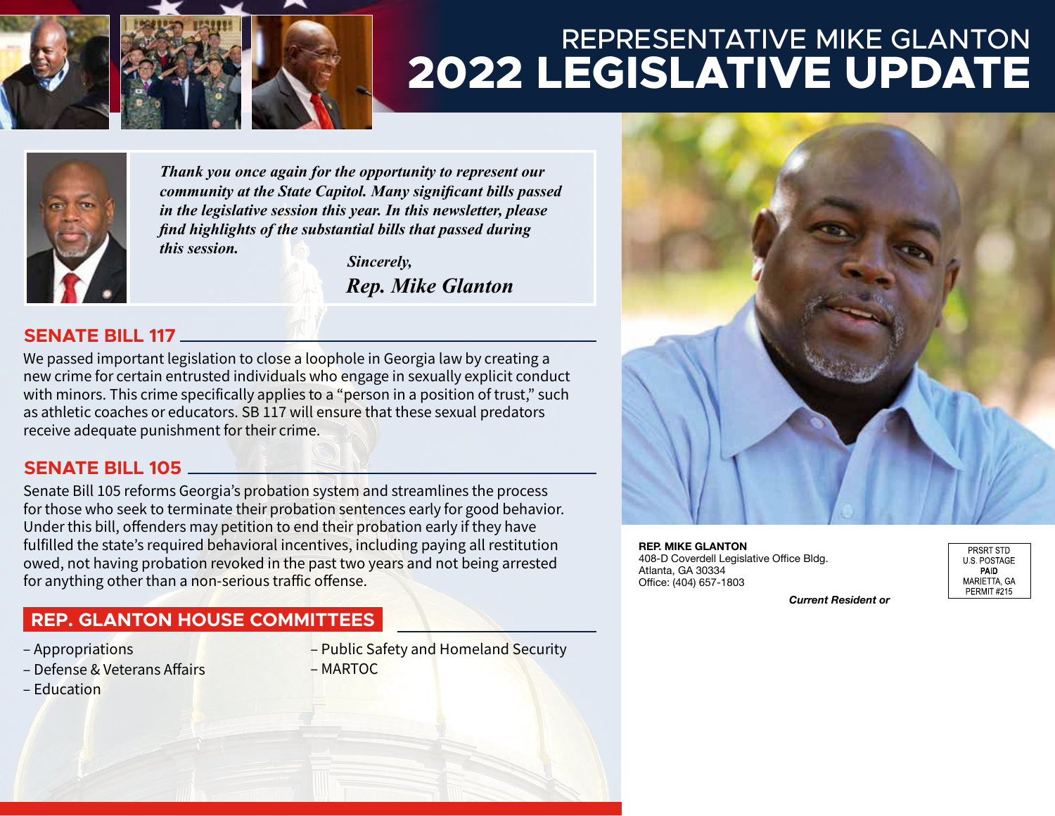# REPRESENTATIVE MIKE GLANTON
# 2022 LEGISLATIVE UPDATE

***Thank you once again for the opportunity to represent our community at the State Capitol. Many significant bills passed in the legislative session this year. In this newsletter, please find highlights of the substantial bills that passed during this session.***

***Sincerely,***

***Rep. Mike Glanton***

## SENATE BILL 117

We passed important legislation to close a loophole in Georgia law by creating a new crime for certain entrusted individuals who engage in sexually explicit conduct with minors. This crime specifically applies to a "person in a position of trust," such as athletic coaches or educators. SB 117 will ensure that these sexual predators receive adequate punishment for their crime.

## SENATE BILL 105

Senate Bill 105 reforms Georgia's probation system and streamlines the process for those who seek to terminate their probation sentences early for good behavior. Under this bill, offenders may petition to end their probation early if they have fulfilled the state's required behavioral incentives, including paying all restitution owed, not having probation revoked in the past two years and not being arrested for anything other than a non-serious traffic offense.

## REP. GLANTON HOUSE COMMITTEES

- Appropriations
- Defense & Veterans Affairs
- Education
- Public Safety and Homeland Security
- MARTOC

**REP. MIKE GLANTON**
408-D Coverdell Legislative Office Bldg.
Atlanta, GA 30334
Office: (404) 657-1803

PRSRT STD
U.S. POSTAGE
**PAID**
MARIETTA, GA
PERMIT #215

***Current Resident or***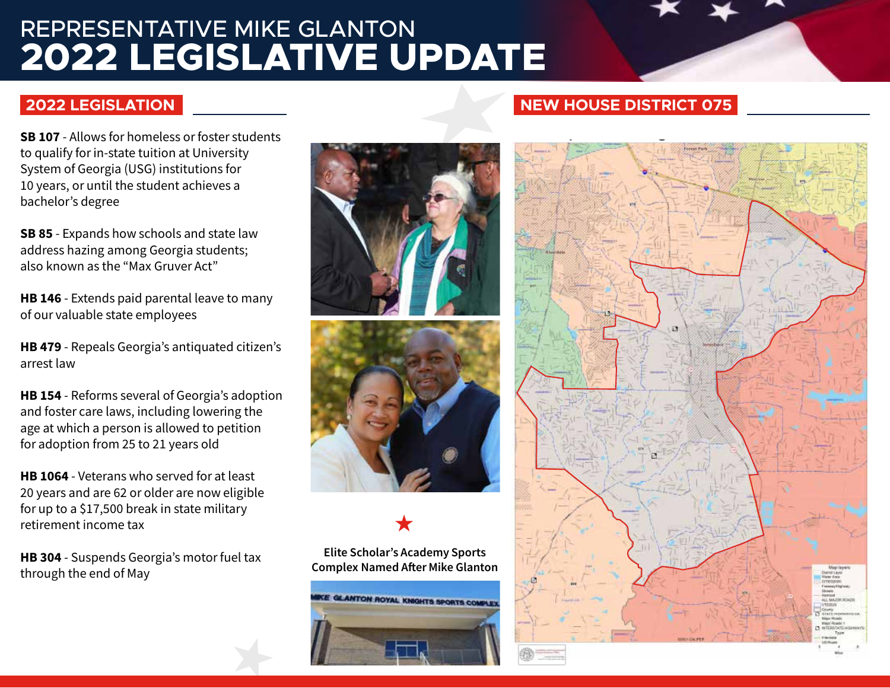# REPRESENTATIVE MIKE GLANTON
# 2022 LEGISLATIVE UPDATE

## 2022 LEGISLATION

**SB 107** - Allows for homeless or foster students to qualify for in-state tuition at University System of Georgia (USG) institutions for 10 years, or until the student achieves a bachelor's degree

**SB 85** - Expands how schools and state law address hazing among Georgia students; also known as the "Max Gruver Act"

**HB 146** - Extends paid parental leave to many of our valuable state employees

**HB 479** - Repeals Georgia's antiquated citizen's arrest law

**HB 154** - Reforms several of Georgia's adoption and foster care laws, including lowering the age at which a person is allowed to petition for adoption from 25 to 21 years old

**HB 1064** - Veterans who served for at least 20 years and are 62 or older are now eligible for up to a $17,500 break in state military retirement income tax

**HB 304** - Suspends Georgia's motor fuel tax through the end of May

Elite Scholar's Academy Sports Complex Named After Mike Glanton

## NEW HOUSE DISTRICT 075